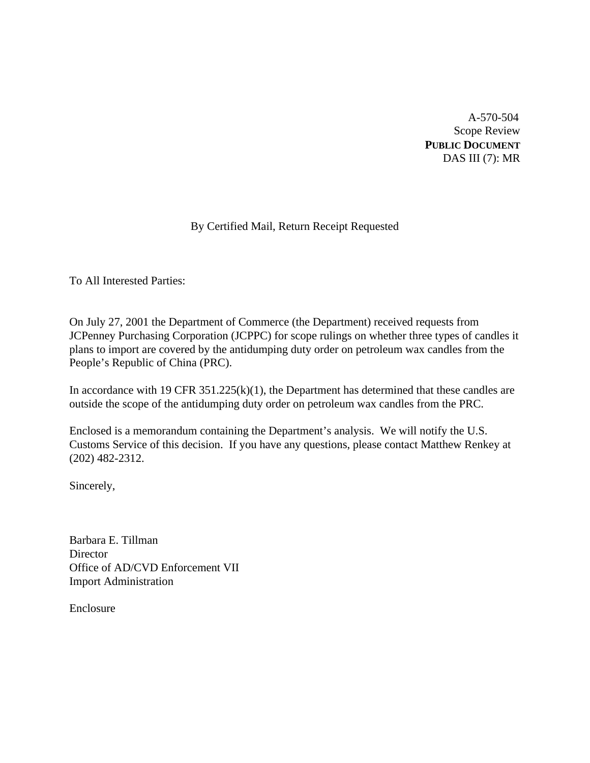A-570-504
Scope Review
**PUBLIC DOCUMENT**
DAS III (7): MR

By Certified Mail, Return Receipt Requested

To All Interested Parties:

On July 27, 2001 the Department of Commerce (the Department) received requests from JCPenney Purchasing Corporation (JCPPC) for scope rulings on whether three types of candles it plans to import are covered by the antidumping duty order on petroleum wax candles from the People's Republic of China (PRC).

In accordance with 19 CFR 351.225(k)(1), the Department has determined that these candles are outside the scope of the antidumping duty order on petroleum wax candles from the PRC.

Enclosed is a memorandum containing the Department's analysis. We will notify the U.S. Customs Service of this decision. If you have any questions, please contact Matthew Renkey at (202) 482-2312.

Sincerely,

Barbara E. Tillman
Director
Office of AD/CVD Enforcement VII
Import Administration

Enclosure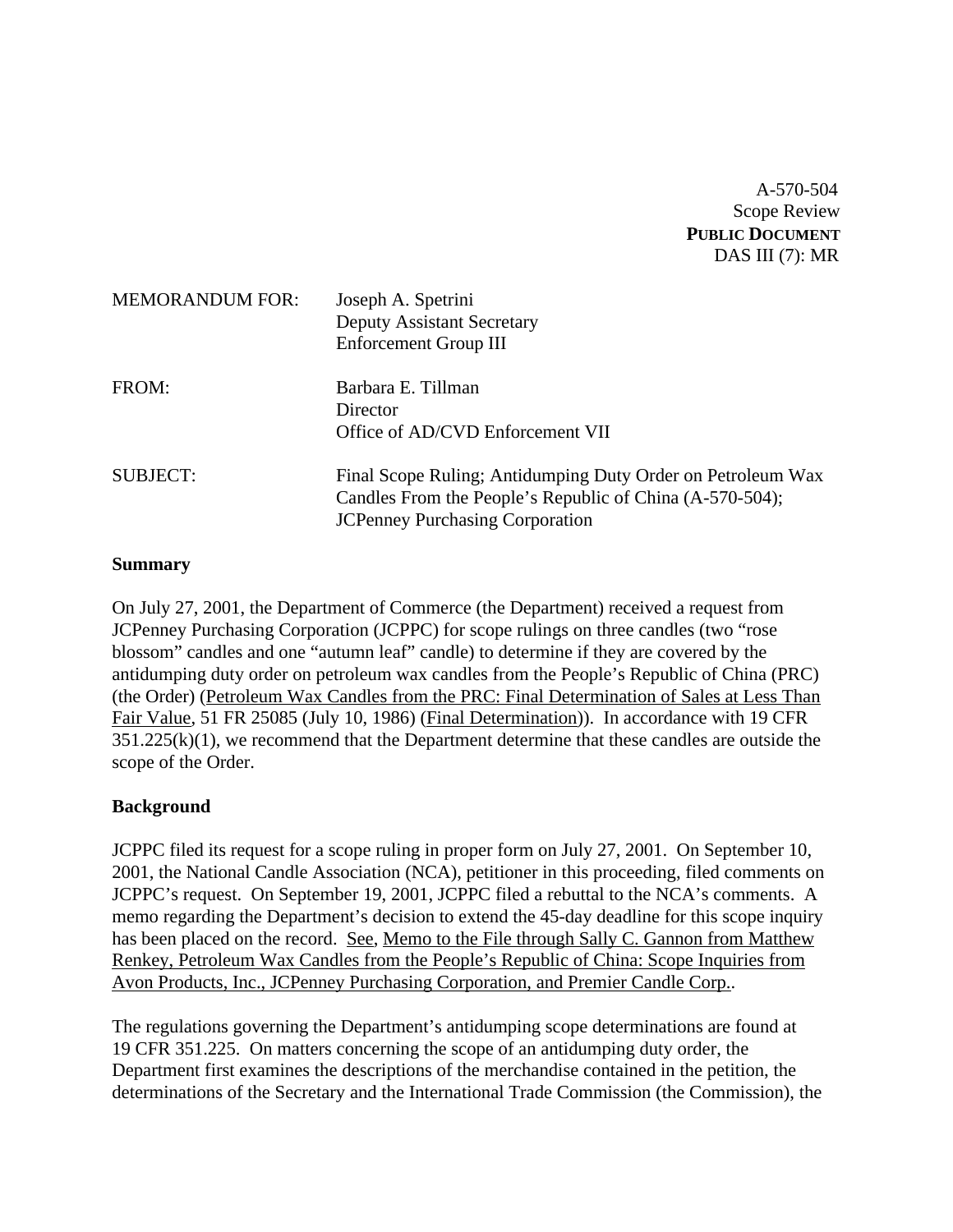A-570-504
Scope Review
**PUBLIC DOCUMENT**
DAS III (7): MR

MEMORANDUM FOR: Joseph A. Spetrini
Deputy Assistant Secretary
Enforcement Group III

FROM: Barbara E. Tillman
Director
Office of AD/CVD Enforcement VII

SUBJECT: Final Scope Ruling; Antidumping Duty Order on Petroleum Wax Candles From the People's Republic of China (A-570-504); JCPenney Purchasing Corporation

**Summary**

On July 27, 2001, the Department of Commerce (the Department) received a request from JCPenney Purchasing Corporation (JCPPC) for scope rulings on three candles (two "rose blossom" candles and one "autumn leaf" candle) to determine if they are covered by the antidumping duty order on petroleum wax candles from the People's Republic of China (PRC) (the Order) (Petroleum Wax Candles from the PRC: Final Determination of Sales at Less Than Fair Value, 51 FR 25085 (July 10, 1986) (Final Determination)). In accordance with 19 CFR 351.225(k)(1), we recommend that the Department determine that these candles are outside the scope of the Order.

**Background**

JCPPC filed its request for a scope ruling in proper form on July 27, 2001. On September 10, 2001, the National Candle Association (NCA), petitioner in this proceeding, filed comments on JCPPC's request. On September 19, 2001, JCPPC filed a rebuttal to the NCA's comments. A memo regarding the Department's decision to extend the 45-day deadline for this scope inquiry has been placed on the record. See, Memo to the File through Sally C. Gannon from Matthew Renkey, Petroleum Wax Candles from the People's Republic of China: Scope Inquiries from Avon Products, Inc., JCPenney Purchasing Corporation, and Premier Candle Corp..

The regulations governing the Department's antidumping scope determinations are found at 19 CFR 351.225. On matters concerning the scope of an antidumping duty order, the Department first examines the descriptions of the merchandise contained in the petition, the determinations of the Secretary and the International Trade Commission (the Commission), the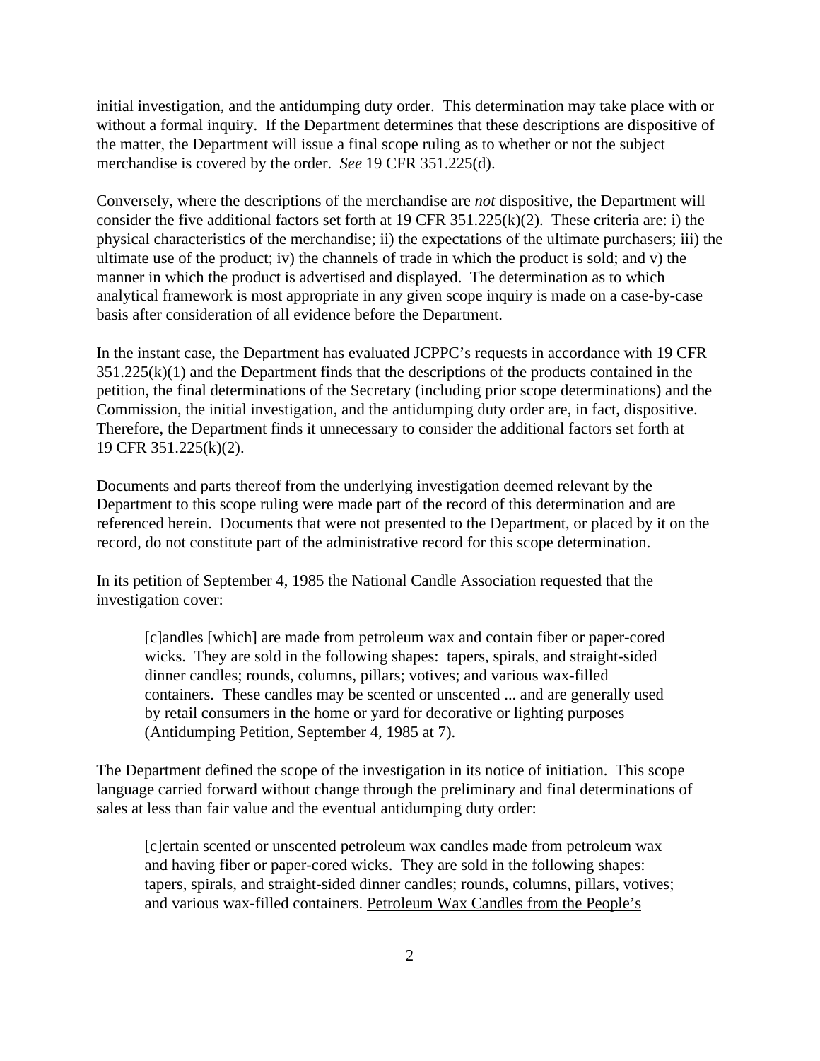initial investigation, and the antidumping duty order. This determination may take place with or without a formal inquiry. If the Department determines that these descriptions are dispositive of the matter, the Department will issue a final scope ruling as to whether or not the subject merchandise is covered by the order. *See* 19 CFR 351.225(d).

Conversely, where the descriptions of the merchandise are *not* dispositive, the Department will consider the five additional factors set forth at 19 CFR 351.225(k)(2). These criteria are: i) the physical characteristics of the merchandise; ii) the expectations of the ultimate purchasers; iii) the ultimate use of the product; iv) the channels of trade in which the product is sold; and v) the manner in which the product is advertised and displayed. The determination as to which analytical framework is most appropriate in any given scope inquiry is made on a case-by-case basis after consideration of all evidence before the Department.

In the instant case, the Department has evaluated JCPPC's requests in accordance with 19 CFR 351.225(k)(1) and the Department finds that the descriptions of the products contained in the petition, the final determinations of the Secretary (including prior scope determinations) and the Commission, the initial investigation, and the antidumping duty order are, in fact, dispositive. Therefore, the Department finds it unnecessary to consider the additional factors set forth at 19 CFR 351.225(k)(2).

Documents and parts thereof from the underlying investigation deemed relevant by the Department to this scope ruling were made part of the record of this determination and are referenced herein. Documents that were not presented to the Department, or placed by it on the record, do not constitute part of the administrative record for this scope determination.

In its petition of September 4, 1985 the National Candle Association requested that the investigation cover:

> [c]andles [which] are made from petroleum wax and contain fiber or paper-cored wicks. They are sold in the following shapes: tapers, spirals, and straight-sided dinner candles; rounds, columns, pillars; votives; and various wax-filled containers. These candles may be scented or unscented ... and are generally used by retail consumers in the home or yard for decorative or lighting purposes (Antidumping Petition, September 4, 1985 at 7).

The Department defined the scope of the investigation in its notice of initiation. This scope language carried forward without change through the preliminary and final determinations of sales at less than fair value and the eventual antidumping duty order:

> [c]ertain scented or unscented petroleum wax candles made from petroleum wax and having fiber or paper-cored wicks. They are sold in the following shapes: tapers, spirals, and straight-sided dinner candles; rounds, columns, pillars, votives; and various wax-filled containers. Petroleum Wax Candles from the People's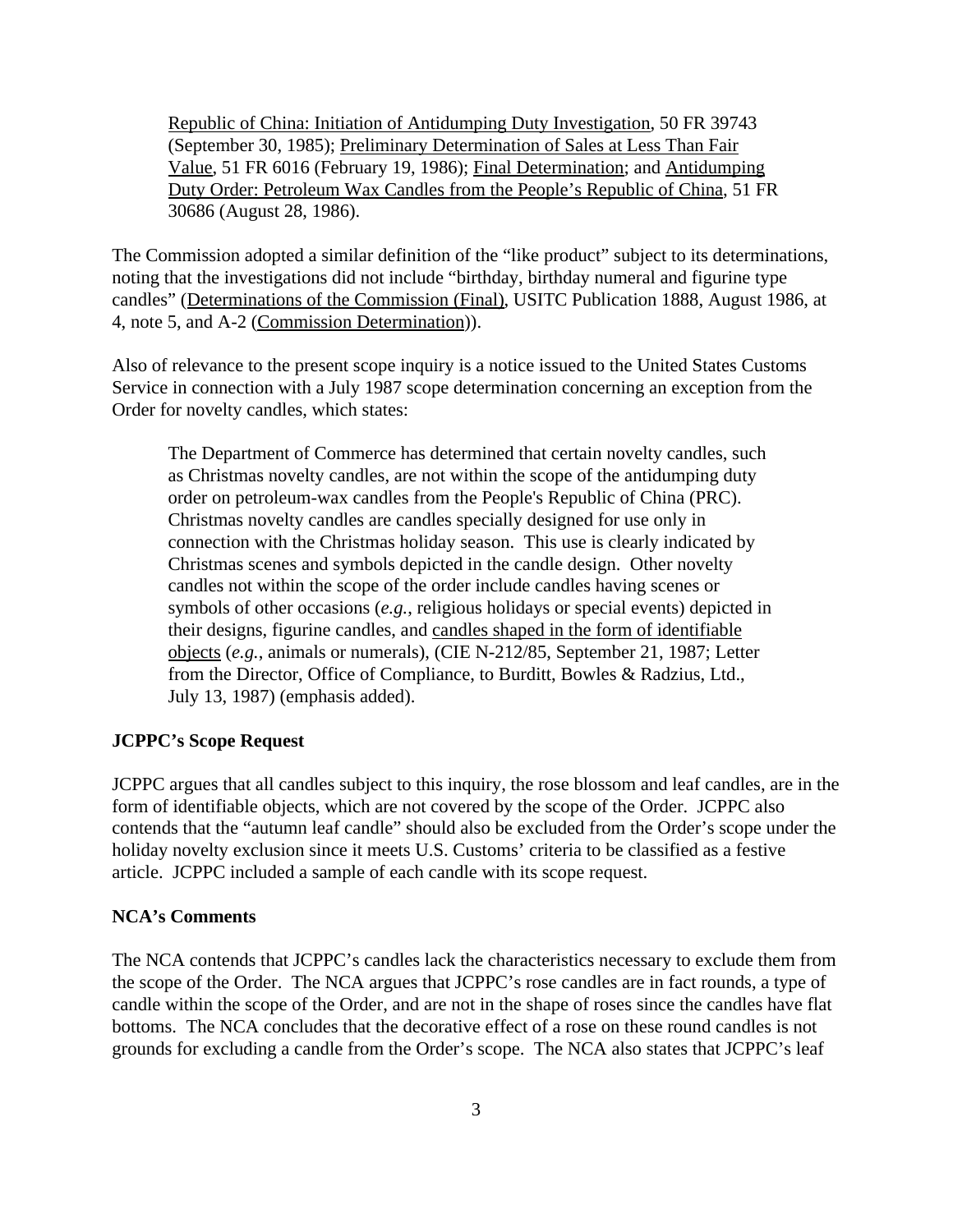Republic of China: Initiation of Antidumping Duty Investigation, 50 FR 39743 (September 30, 1985); Preliminary Determination of Sales at Less Than Fair Value, 51 FR 6016 (February 19, 1986); Final Determination; and Antidumping Duty Order: Petroleum Wax Candles from the People's Republic of China, 51 FR 30686 (August 28, 1986).

The Commission adopted a similar definition of the "like product" subject to its determinations, noting that the investigations did not include "birthday, birthday numeral and figurine type candles" (Determinations of the Commission (Final), USITC Publication 1888, August 1986, at 4, note 5, and A-2 (Commission Determination)).

Also of relevance to the present scope inquiry is a notice issued to the United States Customs Service in connection with a July 1987 scope determination concerning an exception from the Order for novelty candles, which states:

> The Department of Commerce has determined that certain novelty candles, such as Christmas novelty candles, are not within the scope of the antidumping duty order on petroleum-wax candles from the People's Republic of China (PRC). Christmas novelty candles are candles specially designed for use only in connection with the Christmas holiday season. This use is clearly indicated by Christmas scenes and symbols depicted in the candle design. Other novelty candles not within the scope of the order include candles having scenes or symbols of other occasions (*e.g.*, religious holidays or special events) depicted in their designs, figurine candles, and <u>candles shaped in the form of identifiable objects</u> (*e.g.*, animals or numerals), (CIE N-212/85, September 21, 1987; Letter from the Director, Office of Compliance, to Burditt, Bowles & Radzius, Ltd., July 13, 1987) (emphasis added).

**JCPPC's Scope Request**

JCPPC argues that all candles subject to this inquiry, the rose blossom and leaf candles, are in the form of identifiable objects, which are not covered by the scope of the Order. JCPPC also contends that the "autumn leaf candle" should also be excluded from the Order's scope under the holiday novelty exclusion since it meets U.S. Customs' criteria to be classified as a festive article. JCPPC included a sample of each candle with its scope request.

**NCA's Comments**

The NCA contends that JCPPC's candles lack the characteristics necessary to exclude them from the scope of the Order. The NCA argues that JCPPC's rose candles are in fact rounds, a type of candle within the scope of the Order, and are not in the shape of roses since the candles have flat bottoms. The NCA concludes that the decorative effect of a rose on these round candles is not grounds for excluding a candle from the Order's scope. The NCA also states that JCPPC's leaf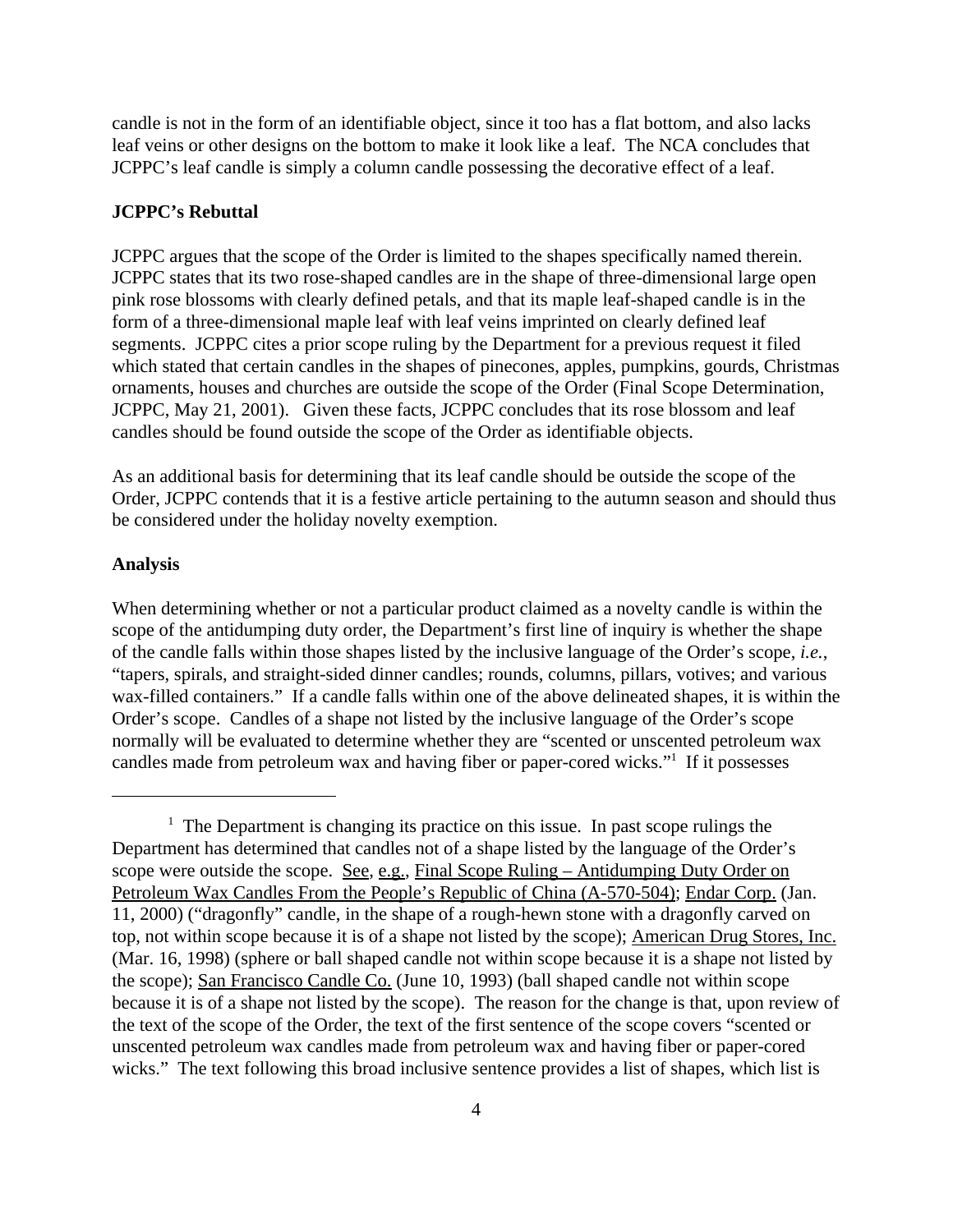candle is not in the form of an identifiable object, since it too has a flat bottom, and also lacks leaf veins or other designs on the bottom to make it look like a leaf. The NCA concludes that JCPPC's leaf candle is simply a column candle possessing the decorative effect of a leaf.

**JCPPC's Rebuttal**

JCPPC argues that the scope of the Order is limited to the shapes specifically named therein. JCPPC states that its two rose-shaped candles are in the shape of three-dimensional large open pink rose blossoms with clearly defined petals, and that its maple leaf-shaped candle is in the form of a three-dimensional maple leaf with leaf veins imprinted on clearly defined leaf segments. JCPPC cites a prior scope ruling by the Department for a previous request it filed which stated that certain candles in the shapes of pinecones, apples, pumpkins, gourds, Christmas ornaments, houses and churches are outside the scope of the Order (Final Scope Determination, JCPPC, May 21, 2001). Given these facts, JCPPC concludes that its rose blossom and leaf candles should be found outside the scope of the Order as identifiable objects.

As an additional basis for determining that its leaf candle should be outside the scope of the Order, JCPPC contends that it is a festive article pertaining to the autumn season and should thus be considered under the holiday novelty exemption.

**Analysis**

When determining whether or not a particular product claimed as a novelty candle is within the scope of the antidumping duty order, the Department's first line of inquiry is whether the shape of the candle falls within those shapes listed by the inclusive language of the Order's scope, *i.e.*, "tapers, spirals, and straight-sided dinner candles; rounds, columns, pillars, votives; and various wax-filled containers." If a candle falls within one of the above delineated shapes, it is within the Order's scope. Candles of a shape not listed by the inclusive language of the Order's scope normally will be evaluated to determine whether they are "scented or unscented petroleum wax candles made from petroleum wax and having fiber or paper-cored wicks."[1] If it possesses

---

[1] The Department is changing its practice on this issue. In past scope rulings the Department has determined that candles not of a shape listed by the language of the Order's scope were outside the scope. See, e.g., Final Scope Ruling – Antidumping Duty Order on Petroleum Wax Candles From the People's Republic of China (A-570-504); Endar Corp. (Jan. 11, 2000) ("dragonfly" candle, in the shape of a rough-hewn stone with a dragonfly carved on top, not within scope because it is of a shape not listed by the scope); American Drug Stores, Inc. (Mar. 16, 1998) (sphere or ball shaped candle not within scope because it is a shape not listed by the scope); San Francisco Candle Co. (June 10, 1993) (ball shaped candle not within scope because it is of a shape not listed by the scope). The reason for the change is that, upon review of the text of the scope of the Order, the text of the first sentence of the scope covers "scented or unscented petroleum wax candles made from petroleum wax and having fiber or paper-cored wicks." The text following this broad inclusive sentence provides a list of shapes, which list is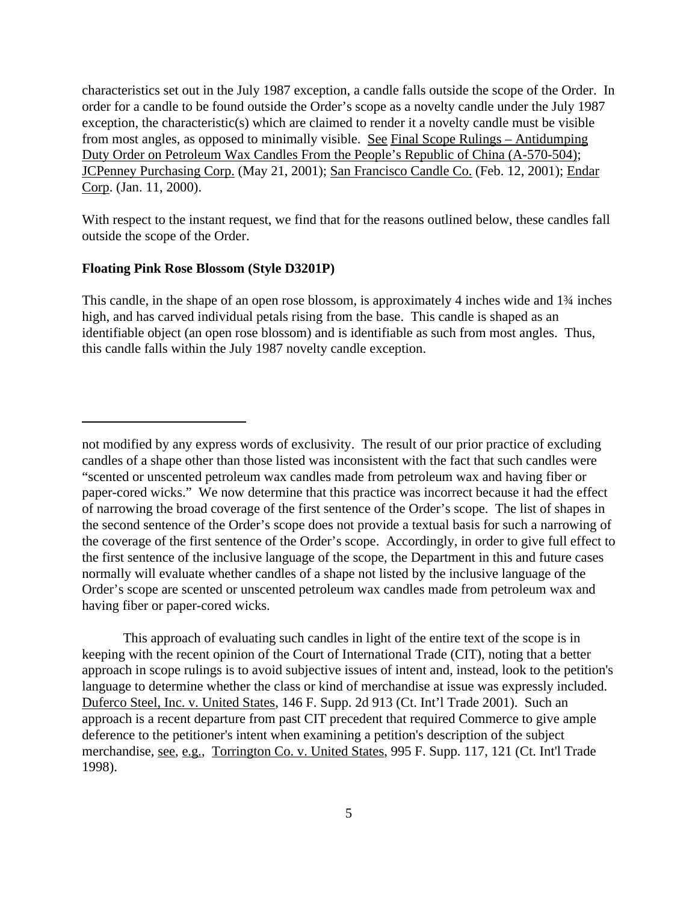characteristics set out in the July 1987 exception, a candle falls outside the scope of the Order. In order for a candle to be found outside the Order's scope as a novelty candle under the July 1987 exception, the characteristic(s) which are claimed to render it a novelty candle must be visible from most angles, as opposed to minimally visible. See Final Scope Rulings – Antidumping Duty Order on Petroleum Wax Candles From the People's Republic of China (A-570-504); JCPenney Purchasing Corp. (May 21, 2001); San Francisco Candle Co. (Feb. 12, 2001); Endar Corp. (Jan. 11, 2000).

With respect to the instant request, we find that for the reasons outlined below, these candles fall outside the scope of the Order.

**Floating Pink Rose Blossom (Style D3201P)**

This candle, in the shape of an open rose blossom, is approximately 4 inches wide and 1¾ inches high, and has carved individual petals rising from the base. This candle is shaped as an identifiable object (an open rose blossom) and is identifiable as such from most angles. Thus, this candle falls within the July 1987 novelty candle exception.

---

not modified by any express words of exclusivity. The result of our prior practice of excluding candles of a shape other than those listed was inconsistent with the fact that such candles were "scented or unscented petroleum wax candles made from petroleum wax and having fiber or paper-cored wicks." We now determine that this practice was incorrect because it had the effect of narrowing the broad coverage of the first sentence of the Order's scope. The list of shapes in the second sentence of the Order's scope does not provide a textual basis for such a narrowing of the coverage of the first sentence of the Order's scope. Accordingly, in order to give full effect to the first sentence of the inclusive language of the scope, the Department in this and future cases normally will evaluate whether candles of a shape not listed by the inclusive language of the Order's scope are scented or unscented petroleum wax candles made from petroleum wax and having fiber or paper-cored wicks.

This approach of evaluating such candles in light of the entire text of the scope is in keeping with the recent opinion of the Court of International Trade (CIT), noting that a better approach in scope rulings is to avoid subjective issues of intent and, instead, look to the petition's language to determine whether the class or kind of merchandise at issue was expressly included. Duferco Steel, Inc. v. United States, 146 F. Supp. 2d 913 (Ct. Int'l Trade 2001). Such an approach is a recent departure from past CIT precedent that required Commerce to give ample deference to the petitioner's intent when examining a petition's description of the subject merchandise, see, e.g., Torrington Co. v. United States, 995 F. Supp. 117, 121 (Ct. Int'l Trade 1998).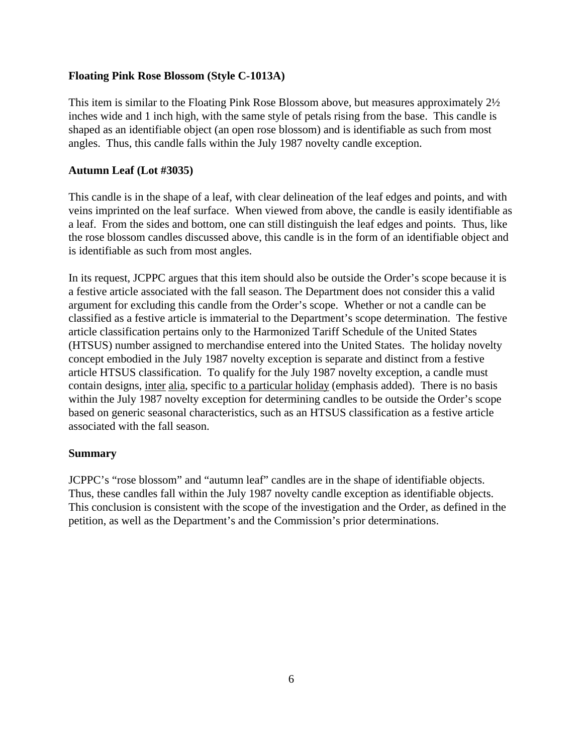**Floating Pink Rose Blossom (Style C-1013A)**

This item is similar to the Floating Pink Rose Blossom above, but measures approximately 2½ inches wide and 1 inch high, with the same style of petals rising from the base. This candle is shaped as an identifiable object (an open rose blossom) and is identifiable as such from most angles. Thus, this candle falls within the July 1987 novelty candle exception.

**Autumn Leaf (Lot #3035)**

This candle is in the shape of a leaf, with clear delineation of the leaf edges and points, and with veins imprinted on the leaf surface. When viewed from above, the candle is easily identifiable as a leaf. From the sides and bottom, one can still distinguish the leaf edges and points. Thus, like the rose blossom candles discussed above, this candle is in the form of an identifiable object and is identifiable as such from most angles.

In its request, JCPPC argues that this item should also be outside the Order's scope because it is a festive article associated with the fall season. The Department does not consider this a valid argument for excluding this candle from the Order's scope. Whether or not a candle can be classified as a festive article is immaterial to the Department's scope determination. The festive article classification pertains only to the Harmonized Tariff Schedule of the United States (HTSUS) number assigned to merchandise entered into the United States. The holiday novelty concept embodied in the July 1987 novelty exception is separate and distinct from a festive article HTSUS classification. To qualify for the July 1987 novelty exception, a candle must contain designs, inter alia, specific to a particular holiday (emphasis added). There is no basis within the July 1987 novelty exception for determining candles to be outside the Order's scope based on generic seasonal characteristics, such as an HTSUS classification as a festive article associated with the fall season.

**Summary**

JCPPC's "rose blossom" and "autumn leaf" candles are in the shape of identifiable objects. Thus, these candles fall within the July 1987 novelty candle exception as identifiable objects. This conclusion is consistent with the scope of the investigation and the Order, as defined in the petition, as well as the Department's and the Commission's prior determinations.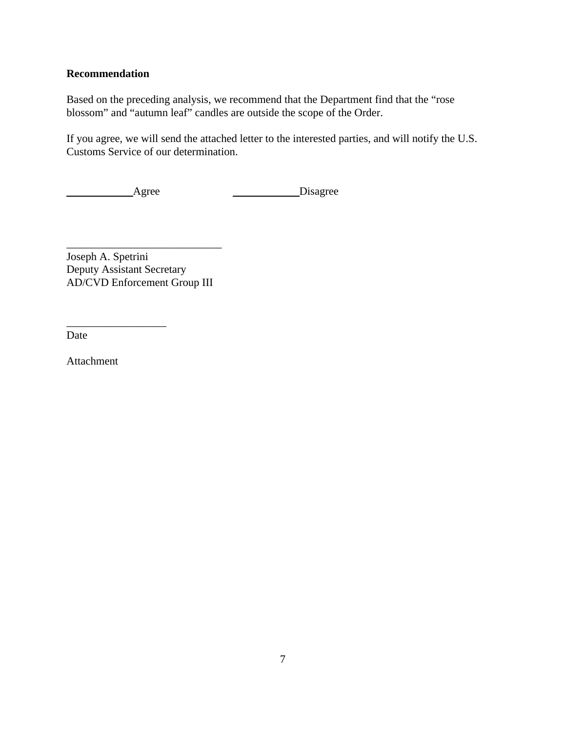**Recommendation**

Based on the preceding analysis, we recommend that the Department find that the "rose blossom" and "autumn leaf" candles are outside the scope of the Order.

If you agree, we will send the attached letter to the interested parties, and will notify the U.S. Customs Service of our determination.

____________Agree ____________Disagree

____________________________
Joseph A. Spetrini
Deputy Assistant Secretary
AD/CVD Enforcement Group III

__________________
Date

Attachment